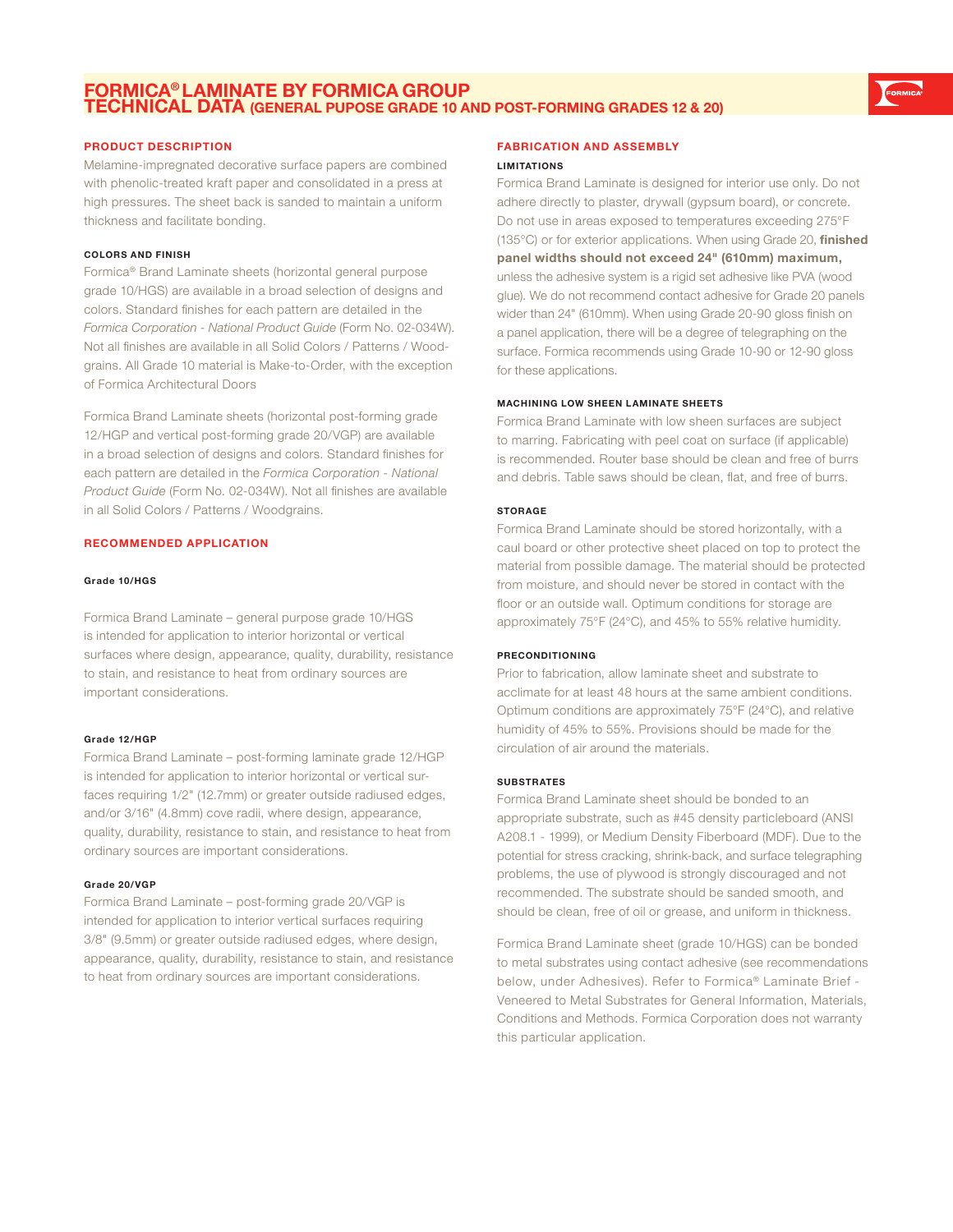# FORMICA® LAMINATE BY FORMICA GROUP
## TECHNICAL DATA (GENERAL PUPOSE GRADE 10 AND POST-FORMING GRADES 12 & 20)

### PRODUCT DESCRIPTION

Melamine-impregnated decorative surface papers are combined with phenolic-treated kraft paper and consolidated in a press at high pressures. The sheet back is sanded to maintain a uniform thickness and facilitate bonding.

#### COLORS AND FINISH

Formica® Brand Laminate sheets (horizontal general purpose grade 10/HGS) are available in a broad selection of designs and colors. Standard finishes for each pattern are detailed in the *Formica Corporation - National Product Guide* (Form No. 02-034W). Not all finishes are available in all Solid Colors / Patterns / Woodgrains. All Grade 10 material is Make-to-Order, with the exception of Formica Architectural Doors

Formica Brand Laminate sheets (horizontal post-forming grade 12/HGP and vertical post-forming grade 20/VGP) are available in a broad selection of designs and colors. Standard finishes for each pattern are detailed in the *Formica Corporation - National Product Guide* (Form No. 02-034W). Not all finishes are available in all Solid Colors / Patterns / Woodgrains.

### RECOMMENDED APPLICATION

#### Grade 10/HGS

Formica Brand Laminate – general purpose grade 10/HGS is intended for application to interior horizontal or vertical surfaces where design, appearance, quality, durability, resistance to stain, and resistance to heat from ordinary sources are important considerations.

#### Grade 12/HGP

Formica Brand Laminate – post-forming laminate grade 12/HGP is intended for application to interior horizontal or vertical surfaces requiring 1/2" (12.7mm) or greater outside radiused edges, and/or 3/16" (4.8mm) cove radii, where design, appearance, quality, durability, resistance to stain, and resistance to heat from ordinary sources are important considerations.

#### Grade 20/VGP

Formica Brand Laminate – post-forming grade 20/VGP is intended for application to interior vertical surfaces requiring 3/8" (9.5mm) or greater outside radiused edges, where design, appearance, quality, durability, resistance to stain, and resistance to heat from ordinary sources are important considerations.

### FABRICATION AND ASSEMBLY

#### LIMITATIONS

Formica Brand Laminate is designed for interior use only. Do not adhere directly to plaster, drywall (gypsum board), or concrete. Do not use in areas exposed to temperatures exceeding 275°F (135°C) or for exterior applications. When using Grade 20, **finished panel widths should not exceed 24" (610mm) maximum,** unless the adhesive system is a rigid set adhesive like PVA (wood glue). We do not recommend contact adhesive for Grade 20 panels wider than 24" (610mm). When using Grade 20-90 gloss finish on a panel application, there will be a degree of telegraphing on the surface. Formica recommends using Grade 10-90 or 12-90 gloss for these applications.

#### MACHINING LOW SHEEN LAMINATE SHEETS

Formica Brand Laminate with low sheen surfaces are subject to marring. Fabricating with peel coat on surface (if applicable) is recommended. Router base should be clean and free of burrs and debris. Table saws should be clean, flat, and free of burrs.

#### STORAGE

Formica Brand Laminate should be stored horizontally, with a caul board or other protective sheet placed on top to protect the material from possible damage. The material should be protected from moisture, and should never be stored in contact with the floor or an outside wall. Optimum conditions for storage are approximately 75°F (24°C), and 45% to 55% relative humidity.

#### PRECONDITIONING

Prior to fabrication, allow laminate sheet and substrate to acclimate for at least 48 hours at the same ambient conditions. Optimum conditions are approximately 75°F (24°C), and relative humidity of 45% to 55%. Provisions should be made for the circulation of air around the materials.

#### SUBSTRATES

Formica Brand Laminate sheet should be bonded to an appropriate substrate, such as #45 density particleboard (ANSI A208.1 - 1999), or Medium Density Fiberboard (MDF). Due to the potential for stress cracking, shrink-back, and surface telegraphing problems, the use of plywood is strongly discouraged and not recommended. The substrate should be sanded smooth, and should be clean, free of oil or grease, and uniform in thickness.

Formica Brand Laminate sheet (grade 10/HGS) can be bonded to metal substrates using contact adhesive (see recommendations below, under Adhesives). Refer to Formica® Laminate Brief - Veneered to Metal Substrates for General Information, Materials, Conditions and Methods. Formica Corporation does not warranty this particular application.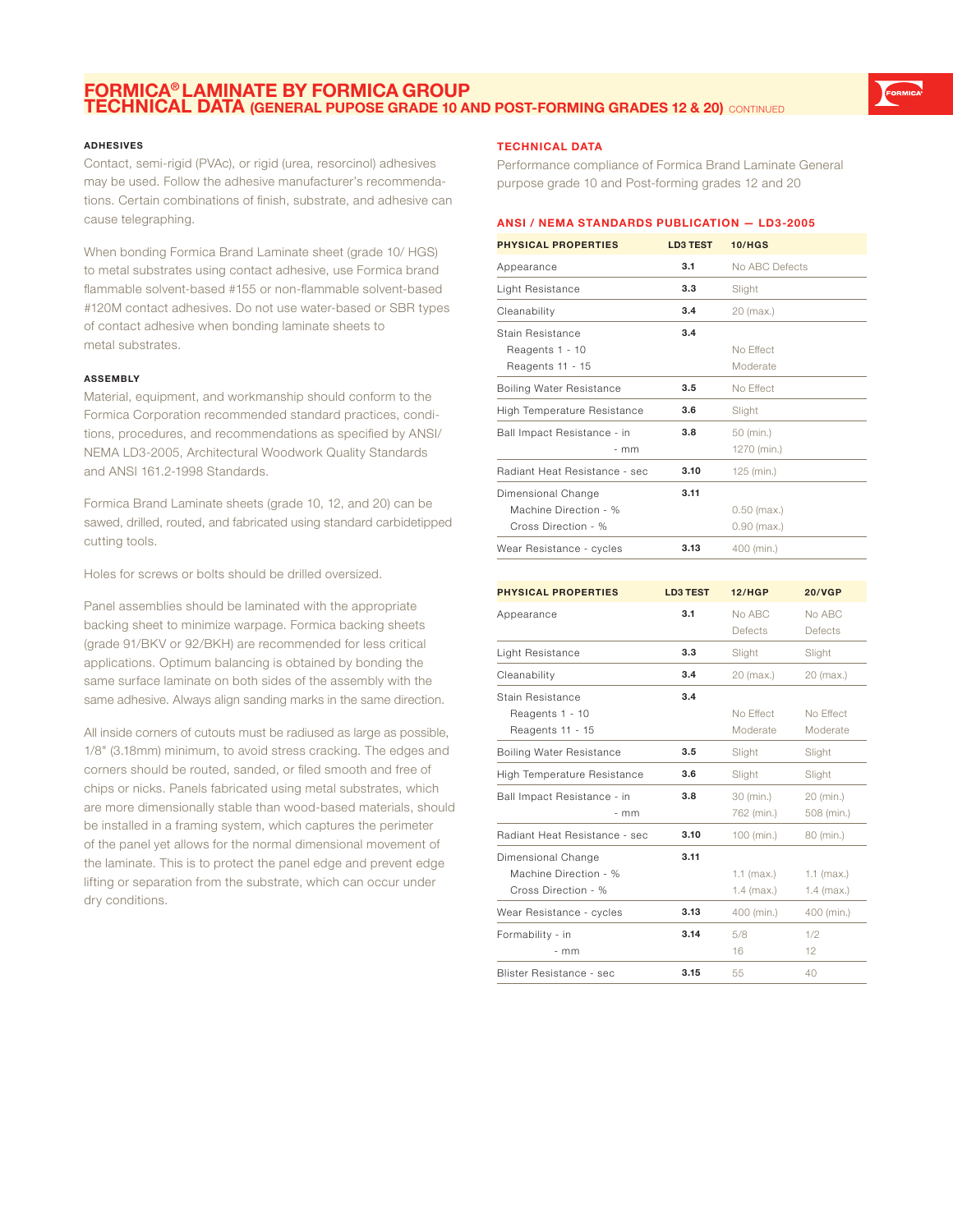# FORMICA® LAMINATE BY FORMICA GROUP
## TECHNICAL DATA (GENERAL PUPOSE GRADE 10 AND POST-FORMING GRADES 12 & 20) CONTINUED

### ADHESIVES

Contact, semi-rigid (PVAc), or rigid (urea, resorcinol) adhesives may be used. Follow the adhesive manufacturer's recommendations. Certain combinations of finish, substrate, and adhesive can cause telegraphing.

When bonding Formica Brand Laminate sheet (grade 10/ HGS) to metal substrates using contact adhesive, use Formica brand flammable solvent-based #155 or non-flammable solvent-based #120M contact adhesives. Do not use water-based or SBR types of contact adhesive when bonding laminate sheets to metal substrates.

### ASSEMBLY

Material, equipment, and workmanship should conform to the Formica Corporation recommended standard practices, conditions, procedures, and recommendations as specified by ANSI/ NEMA LD3-2005, Architectural Woodwork Quality Standards and ANSI 161.2-1998 Standards.

Formica Brand Laminate sheets (grade 10, 12, and 20) can be sawed, drilled, routed, and fabricated using standard carbidetipped cutting tools.

Holes for screws or bolts should be drilled oversized.

Panel assemblies should be laminated with the appropriate backing sheet to minimize warpage. Formica backing sheets (grade 91/BKV or 92/BKH) are recommended for less critical applications. Optimum balancing is obtained by bonding the same surface laminate on both sides of the assembly with the same adhesive. Always align sanding marks in the same direction.

All inside corners of cutouts must be radiused as large as possible, 1/8" (3.18mm) minimum, to avoid stress cracking. The edges and corners should be routed, sanded, or filed smooth and free of chips or nicks. Panels fabricated using metal substrates, which are more dimensionally stable than wood-based materials, should be installed in a framing system, which captures the perimeter of the panel yet allows for the normal dimensional movement of the laminate. This is to protect the panel edge and prevent edge lifting or separation from the substrate, which can occur under dry conditions.

### TECHNICAL DATA

Performance compliance of Formica Brand Laminate General purpose grade 10 and Post-forming grades 12 and 20

### ANSI / NEMA STANDARDS PUBLICATION — LD3-2005

| PHYSICAL PROPERTIES | LD3 TEST | 10/HGS |
|---|---|---|
| Appearance | 3.1 | No ABC Defects |
| Light Resistance | 3.3 | Slight |
| Cleanability | 3.4 | 20 (max.) |
| Stain Resistance | 3.4 | |
| Reagents 1 - 10 | | No Effect |
| Reagents 11 - 15 | | Moderate |
| Boiling Water Resistance | 3.5 | No Effect |
| High Temperature Resistance | 3.6 | Slight |
| Ball Impact Resistance - in | 3.8 | 50 (min.) |
| - mm | | 1270 (min.) |
| Radiant Heat Resistance - sec | 3.10 | 125 (min.) |
| Dimensional Change | 3.11 | |
| Machine Direction - % | | 0.50 (max.) |
| Cross Direction - % | | 0.90 (max.) |
| Wear Resistance - cycles | 3.13 | 400 (min.) |

| PHYSICAL PROPERTIES | LD3 TEST | 12/HGP | 20/VGP |
|---|---|---|---|
| Appearance | 3.1 | No ABC Defects | No ABC Defects |
| Light Resistance | 3.3 | Slight | Slight |
| Cleanability | 3.4 | 20 (max.) | 20 (max.) |
| Stain Resistance | 3.4 | | |
| Reagents 1 - 10 | | No Effect | No Effect |
| Reagents 11 - 15 | | Moderate | Moderate |
| Boiling Water Resistance | 3.5 | Slight | Slight |
| High Temperature Resistance | 3.6 | Slight | Slight |
| Ball Impact Resistance - in | 3.8 | 30 (min.) | 20 (min.) |
| - mm | | 762 (min.) | 508 (min.) |
| Radiant Heat Resistance - sec | 3.10 | 100 (min.) | 80 (min.) |
| Dimensional Change | 3.11 | | |
| Machine Direction - % | | 1.1 (max.) | 1.1 (max.) |
| Cross Direction - % | | 1.4 (max.) | 1.4 (max.) |
| Wear Resistance - cycles | 3.13 | 400 (min.) | 400 (min.) |
| Formability - in | 3.14 | 5/8 | 1/2 |
| - mm | | 16 | 12 |
| Blister Resistance - sec | 3.15 | 55 | 40 |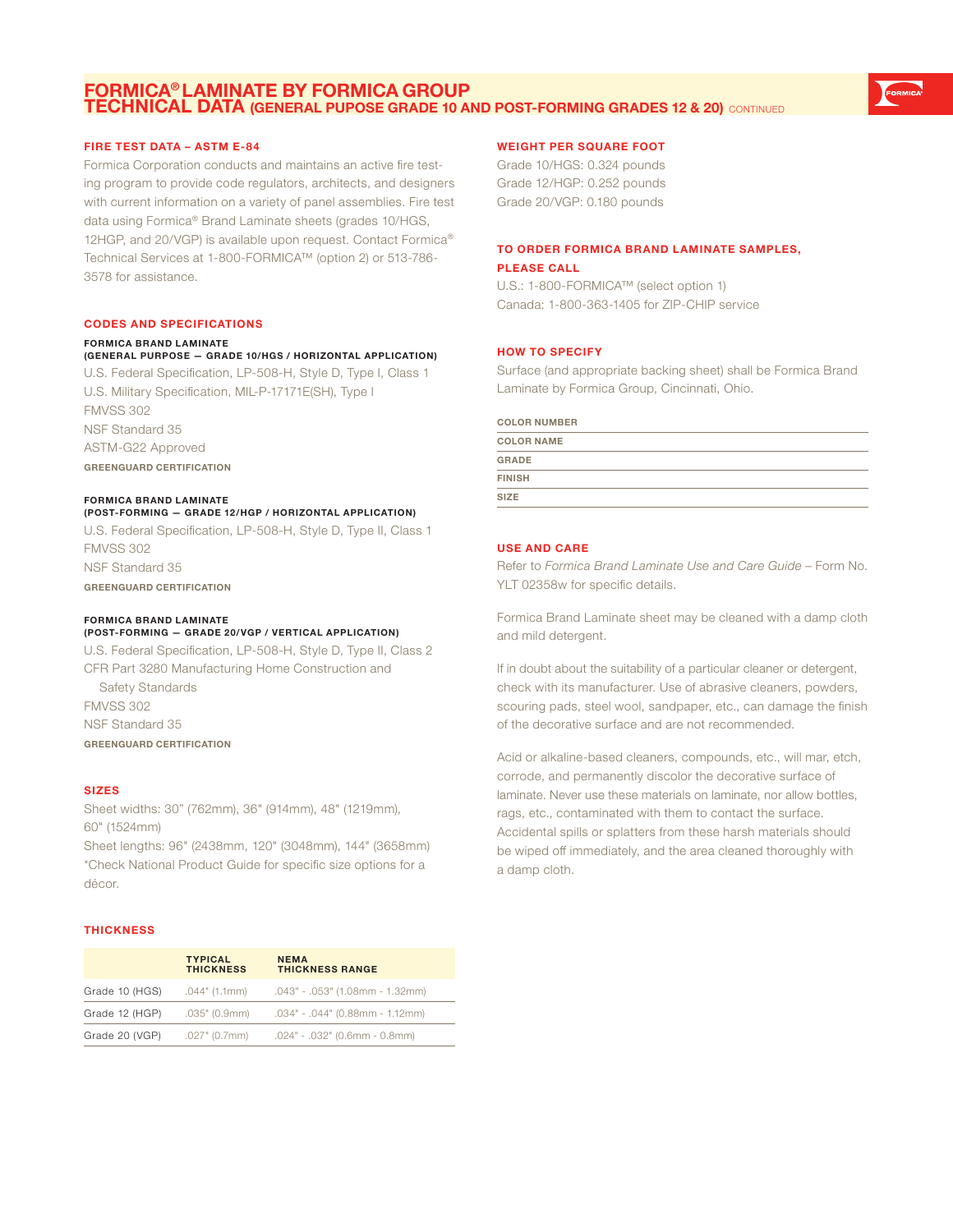# FORMICA® LAMINATE BY FORMICA GROUP
## TECHNICAL DATA (GENERAL PUPOSE GRADE 10 AND POST-FORMING GRADES 12 & 20) CONTINUED

### FIRE TEST DATA – ASTM E-84

Formica Corporation conducts and maintains an active fire testing program to provide code regulators, architects, and designers with current information on a variety of panel assemblies. Fire test data using Formica® Brand Laminate sheets (grades 10/HGS, 12HGP, and 20/VGP) is available upon request. Contact Formica® Technical Services at 1-800-FORMICA™ (option 2) or 513-786-3578 for assistance.

### CODES AND SPECIFICATIONS

**FORMICA BRAND LAMINATE**
**(GENERAL PURPOSE — GRADE 10/HGS / HORIZONTAL APPLICATION)**

U.S. Federal Specification, LP-508-H, Style D, Type I, Class 1
U.S. Military Specification, MIL-P-17171E(SH), Type I
FMVSS 302
NSF Standard 35
ASTM-G22 Approved
**GREENGUARD CERTIFICATION**

**FORMICA BRAND LAMINATE**
**(POST-FORMING — GRADE 12/HGP / HORIZONTAL APPLICATION)**

U.S. Federal Specification, LP-508-H, Style D, Type II, Class 1
FMVSS 302
NSF Standard 35
**GREENGUARD CERTIFICATION**

**FORMICA BRAND LAMINATE**
**(POST-FORMING — GRADE 20/VGP / VERTICAL APPLICATION)**

U.S. Federal Specification, LP-508-H, Style D, Type II, Class 2
CFR Part 3280 Manufacturing Home Construction and Safety Standards
FMVSS 302
NSF Standard 35
**GREENGUARD CERTIFICATION**

### SIZES

Sheet widths: 30" (762mm), 36" (914mm), 48" (1219mm), 60" (1524mm)
Sheet lengths: 96" (2438mm, 120" (3048mm), 144" (3658mm)
*Check National Product Guide for specific size options for a décor.

### THICKNESS

| | TYPICAL THICKNESS | NEMA THICKNESS RANGE |
|---|---|---|
| Grade 10 (HGS) | .044" (1.1mm) | .043" - .053" (1.08mm - 1.32mm) |
| Grade 12 (HGP) | .035" (0.9mm) | .034" - .044" (0.88mm - 1.12mm) |
| Grade 20 (VGP) | .027" (0.7mm) | .024" - .032" (0.6mm - 0.8mm) |

### WEIGHT PER SQUARE FOOT

Grade 10/HGS: 0.324 pounds
Grade 12/HGP: 0.252 pounds
Grade 20/VGP: 0.180 pounds

### TO ORDER FORMICA BRAND LAMINATE SAMPLES, PLEASE CALL

U.S.: 1-800-FORMICA™ (select option 1)
Canada: 1-800-363-1405 for ZIP-CHIP service

### HOW TO SPECIFY

Surface (and appropriate backing sheet) shall be Formica Brand Laminate by Formica Group, Cincinnati, Ohio.

| |
|---|
| COLOR NUMBER |
| COLOR NAME |
| GRADE |
| FINISH |
| SIZE |

### USE AND CARE

Refer to *Formica Brand Laminate Use and Care Guide* – Form No. YLT 02358w for specific details.

Formica Brand Laminate sheet may be cleaned with a damp cloth and mild detergent.

If in doubt about the suitability of a particular cleaner or detergent, check with its manufacturer. Use of abrasive cleaners, powders, scouring pads, steel wool, sandpaper, etc., can damage the finish of the decorative surface and are not recommended.

Acid or alkaline-based cleaners, compounds, etc., will mar, etch, corrode, and permanently discolor the decorative surface of laminate. Never use these materials on laminate, nor allow bottles, rags, etc., contaminated with them to contact the surface. Accidental spills or splatters from these harsh materials should be wiped off immediately, and the area cleaned thoroughly with a damp cloth.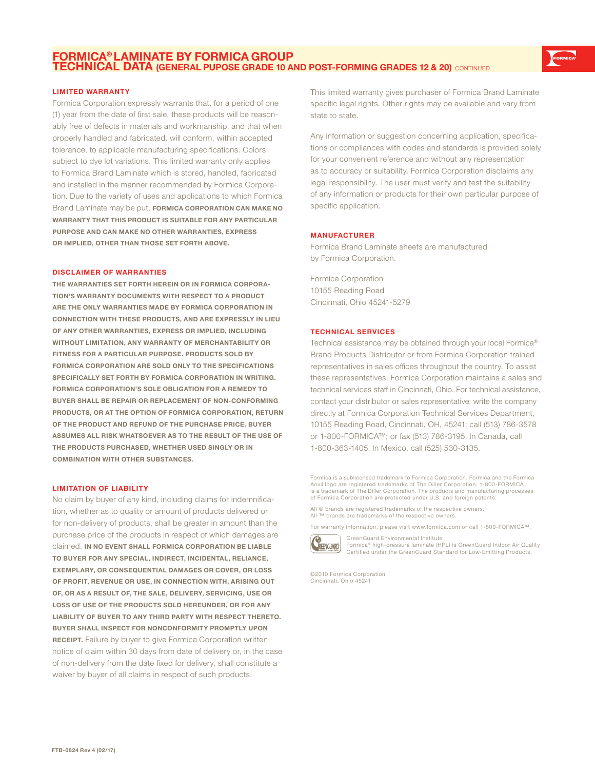# FORMICA® LAMINATE BY FORMICA GROUP
## TECHNICAL DATA (GENERAL PUPOSE GRADE 10 AND POST-FORMING GRADES 12 & 20) CONTINUED

### LIMITED WARRANTY

Formica Corporation expressly warrants that, for a period of one (1) year from the date of first sale, these products will be reasonably free of defects in materials and workmanship, and that when properly handled and fabricated, will conform, within accepted tolerance, to applicable manufacturing specifications. Colors subject to dye lot variations. This limited warranty only applies to Formica Brand Laminate which is stored, handled, fabricated and installed in the manner recommended by Formica Corporation. Due to the variety of uses and applications to which Formica Brand Laminate may be put, **FORMICA CORPORATION CAN MAKE NO WARRANTY THAT THIS PRODUCT IS SUITABLE FOR ANY PARTICULAR PURPOSE AND CAN MAKE NO OTHER WARRANTIES, EXPRESS OR IMPLIED, OTHER THAN THOSE SET FORTH ABOVE.**

### DISCLAIMER OF WARRANTIES

**THE WARRANTIES SET FORTH HEREIN OR IN FORMICA CORPORATION'S WARRANTY DOCUMENTS WITH RESPECT TO A PRODUCT ARE THE ONLY WARRANTIES MADE BY FORMICA CORPORATION IN CONNECTION WITH THESE PRODUCTS, AND ARE EXPRESSLY IN LIEU OF ANY OTHER WARRANTIES, EXPRESS OR IMPLIED, INCLUDING WITHOUT LIMITATION, ANY WARRANTY OF MERCHANTABILITY OR FITNESS FOR A PARTICULAR PURPOSE. PRODUCTS SOLD BY FORMICA CORPORATION ARE SOLD ONLY TO THE SPECIFICATIONS SPECIFICALLY SET FORTH BY FORMICA CORPORATION IN WRITING. FORMICA CORPORATION'S SOLE OBLIGATION FOR A REMEDY TO BUYER SHALL BE REPAIR OR REPLACEMENT OF NON-CONFORMING PRODUCTS, OR AT THE OPTION OF FORMICA CORPORATION, RETURN OF THE PRODUCT AND REFUND OF THE PURCHASE PRICE. BUYER ASSUMES ALL RISK WHATSOEVER AS TO THE RESULT OF THE USE OF THE PRODUCTS PURCHASED, WHETHER USED SINGLY OR IN COMBINATION WITH OTHER SUBSTANCES.**

### LIMITATION OF LIABILITY

No claim by buyer of any kind, including claims for indemnification, whether as to quality or amount of products delivered or for non-delivery of products, shall be greater in amount than the purchase price of the products in respect of which damages are claimed. **IN NO EVENT SHALL FORMICA CORPORATION BE LIABLE TO BUYER FOR ANY SPECIAL, INDIRECT, INCIDENTAL, RELIANCE, EXEMPLARY, OR CONSEQUENTIAL DAMAGES OR COVER, OR LOSS OF PROFIT, REVENUE OR USE, IN CONNECTION WITH, ARISING OUT OF, OR AS A RESULT OF, THE SALE, DELIVERY, SERVICING, USE OR LOSS OF USE OF THE PRODUCTS SOLD HEREUNDER, OR FOR ANY LIABILITY OF BUYER TO ANY THIRD PARTY WITH RESPECT THERETO. BUYER SHALL INSPECT FOR NONCONFORMITY PROMPTLY UPON RECEIPT.** Failure by buyer to give Formica Corporation written notice of claim within 30 days from date of delivery or, in the case of non-delivery from the date fixed for delivery, shall constitute a waiver by buyer of all claims in respect of such products.

This limited warranty gives purchaser of Formica Brand Laminate specific legal rights. Other rights may be available and vary from state to state.

Any information or suggestion concerning application, specifications or compliances with codes and standards is provided solely for your convenient reference and without any representation as to accuracy or suitability. Formica Corporation disclaims any legal responsibility. The user must verify and test the suitability of any information or products for their own particular purpose of specific application.

### MANUFACTURER

Formica Brand Laminate sheets are manufactured by Formica Corporation.

Formica Corporation
10155 Reading Road
Cincinnati, Ohio 45241-5279

### TECHNICAL SERVICES

Technical assistance may be obtained through your local Formica® Brand Products Distributor or from Formica Corporation trained representatives in sales offices throughout the country. To assist these representatives, Formica Corporation maintains a sales and technical services staff in Cincinnati, Ohio. For technical assistance, contact your distributor or sales representative; write the company directly at Formica Corporation Technical Services Department, 10155 Reading Road, Cincinnati, OH, 45241; call (513) 786-3578 or 1-800-FORMICA™; or fax (513) 786-3195. In Canada, call 1-800-363-1405. In Mexico, call (525) 530-3135.

Formica is a sublicensed trademark to Formica Corporation. Formica and the Formica Anvil logo are registered trademarks of The Diller Corporation. 1-800-FORMICA is a trademark of The Diller Corporation. The products and manufacturing processes of Formica Corporation are protected under U.S. and foreign patents.

All ® brands are registered trademarks of the respective owners.
All ™ brands are trademarks of the respective owners.

For warranty information, please visit www.formica.com or call 1-800-FORMICA™.

GreenGuard Environmental Institute
Formica® high-pressure laminate (HPL) is GreenGuard Indoor Air Quality Certified under the GreenGuard Standard for Low-Emitting Products.

©2010 Formica Corporation
Cincinnati, Ohio 45241

FTB-0824 Rev 4 (02/17)